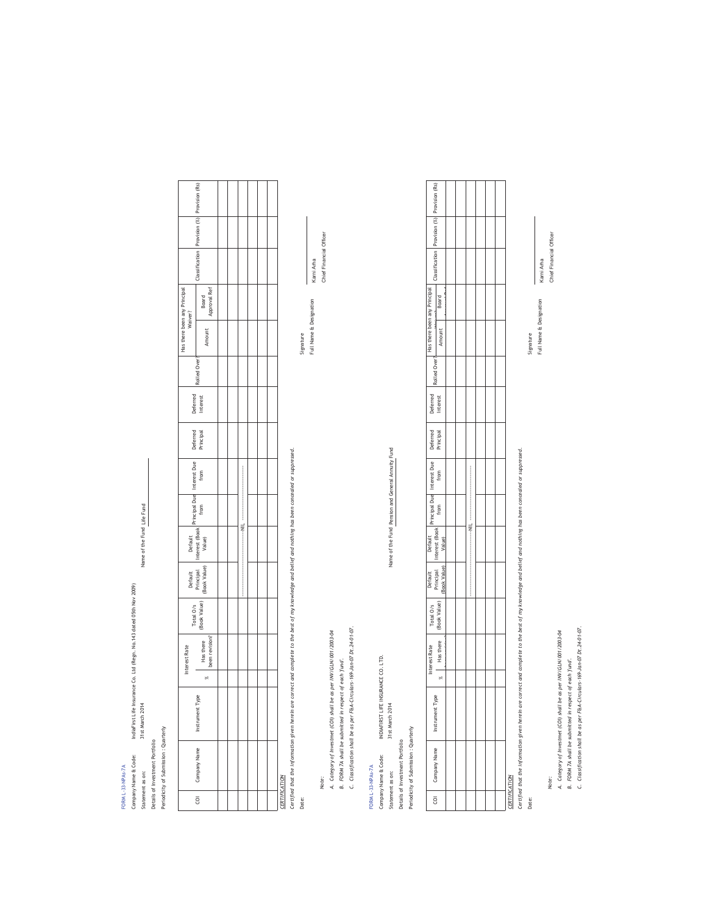FORM L-33-NPAs-7A

Company Name & Code: IndiaFirst Life Insurance Co. Ltd (Regn. No.143 dated 05th Nov 2009)

Statement as on: 31st March 2014

Name of the Fund: Life Fund

Details of Investment Portfolio

Periodicity of Submission : Quarterly

| COI | Company Name | Instrument Type | Interest Rate | | Total O/s (Book Value) | Default Principal (Book Value) | Default Interest (Book Value) | Principal Due from | Interest Due from | Deferred Principal | Deferred Interest | Rolled Over? | Has there been any Principal Waiver? | | Classification | Provision (%) | Provision (Rs) |
|---|---|---|---|---|---|---|---|---|---|---|---|---|---|---|---|---|---|
| | | | % | Has there been revision? | | | | | | | | | Amount | Board Approval Ref | | | |
| | | | | | | | | | | | | | | | | | |
| | | | | | | NIL | | | | | | | | | | | |
| | | | | | | | | | | | | | | | | | |

CERTIFICATION

*Certified that the information given herein are correct and complete to the best of my knowledge and belief and nothing has been concealed or suppressed.*

Date:

Signature

Full Name & Designation

Karni Arha

Chief Financial Officer

*Note:*

*A. Category of Investmet (COI) shall be as per INV/GLN/001/2003-04*

*B. FORM 7A shall be submitted in respect of each 'fund'.*

*C. Classification shall be as per F&A-Circulars-169-Jan-07 Dt.24-01-07.*

FORM L-33-NPAs-7A

Company Name & Code: INDIAFIRST LIFE INSURANCE CO. LTD.

Statement as on: 31st March 2014

Name of the Fund: Pension and General Annuity Fund

Details of Investment Portfolio

Periodicity of Submission : Quarterly

| COI | Company Name | Instrument Type | Interest Rate | | Total O/s (Book Value) | Default Principal (Book Value) | Default Interest (Book Value) | Principal Due from | Interest Due from | Deferred Principal | Deferred Interest | Rolled Over? | Has there been any Principal Waiver? | | Classification | Provision (%) | Provision (Rs) |
|---|---|---|---|---|---|---|---|---|---|---|---|---|---|---|---|---|---|
| | | | % | Has there been revision? | | | | | | | | | Amount | Board Approval Ref | | | |
| | | | | | | | | | | | | | | | | | |
| | | | | | | NIL | | | | | | | | | | | |
| | | | | | | | | | | | | | | | | | |

CERTIFICATION

*Certified that the information given herein are correct and complete to the best of my knowledge and belief and nothing has been concealed or suppressed.*

Date:

Signature

Full Name & Designation

Karni Arha

Chief Financial Officer

*Note:*

*A. Category of Investmet (COI) shall be as per INV/GLN/001/2003-04*

*B. FORM 7A shall be submitted in respect of each 'fund'.*

*C. Classification shall be as per F&A-Circulars-169-Jan-07 Dt.24-01-07.*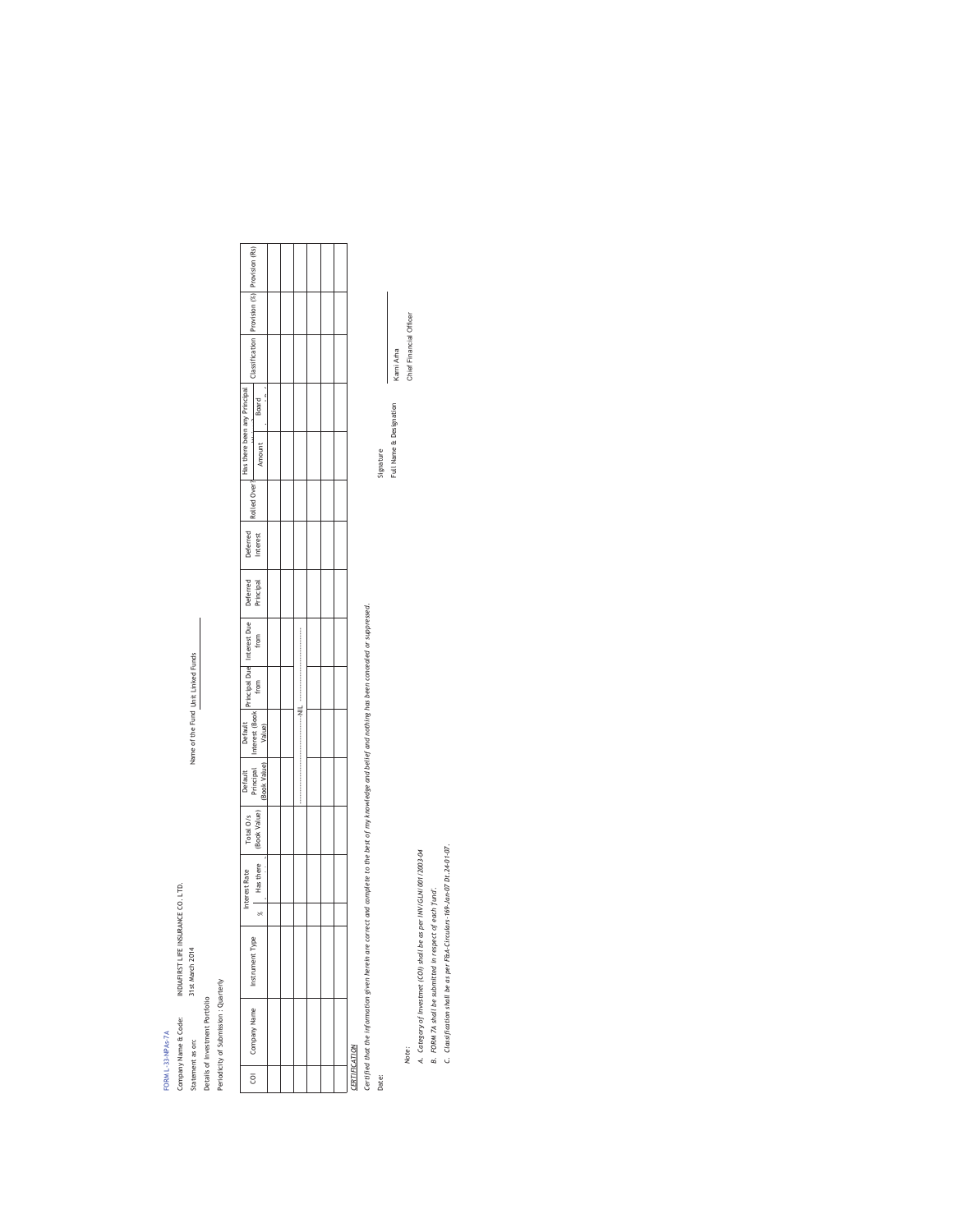FORM L-33-NPAs-7A

Company Name & Code: INDIAFIRST LIFE INSURANCE CO. LTD.

Statement as on: 31st March 2014

Details of Investment Portfolio

Periodicity of Submission : Quarterly

Name of the Fund Unit Linked Funds

| COI | Company Name | Instrument Type | Interest Rate | | Total O/s (Book Value) | Default Principal (Book Value) | Default Interest (Book Value) | Principal Due from | Interest Due from | Deferred Principal | Deferred Interest | Rolled Over? | Has there been any Principal | | Classification | Provision (%) | Provision (Rs) |
|---|---|---|---|---|---|---|---|---|---|---|---|---|---|---|---|---|---|
| | | | % | Has there | | | | | | | | | Amount | Board | | | |
| | | | | | | | | | | | | | | | | | |
| | | | | | | | | | | | | | | | | | |
| | | | | | | -----NIL----- | | | | | | | | | | | |
| | | | | | | | | | | | | | | | | | |
| | | | | | | | | | | | | | | | | | |

**CERTIFICATION**

*Certified that the information given herein are correct and complete to the best of my knowledge and belief and nothing has been concealed or suppressed.*

Date:

Signature

Full Name & Designation

Karni Arha

Chief Financial Officer

*Note:*

*A. Category of Investmet (COI) shall be as per INV/GLN/001/2003-04*

*B. FORM 7A shall be submitted in respect of each 'fund'.*

*C. Classification shall be as per F&A-Circulars-169-Jan-07 Dt.24-01-07.*